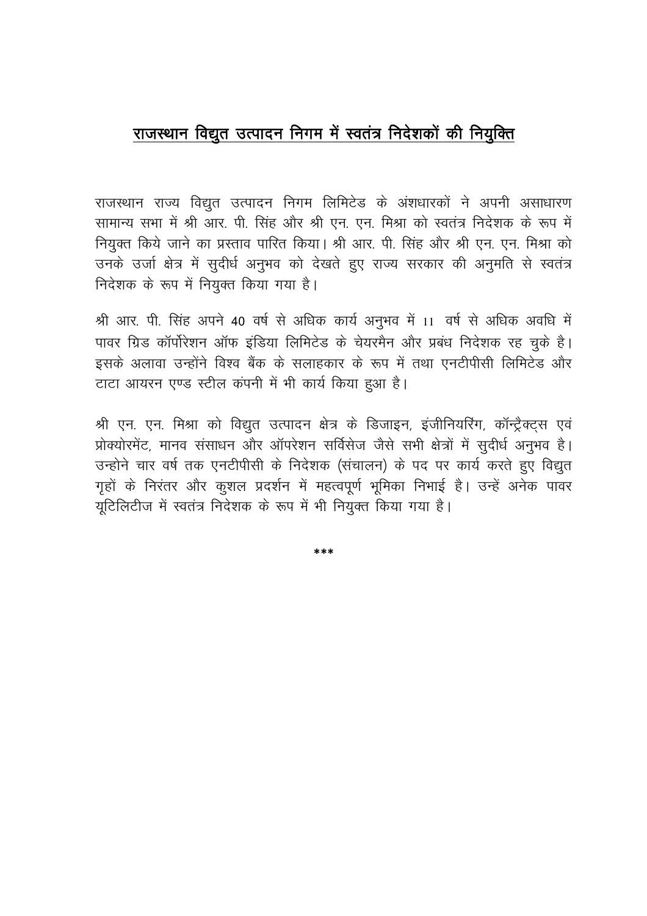# राजस्थान विद्युत उत्पादन निगम में स्वतंत्र निदेशकों की नियुक्ति

राजस्थान राज्य विद्युत उत्पादन निगम लिमिटेड के अंशधारकों ने अपनी असाधारण सामान्य सभा में श्री आर. पी. सिंह और श्री एन. एन. मिश्रा को स्वतंत्र निदेशक के रूप में नियुक्त किये जाने का प्रस्ताव पारित किया। श्री आर. पी. सिंह और श्री एन. एन. मिश्रा को उनके उर्जा क्षेत्र में सुदीर्घ अनुभव को देखते हुए राज्य सरकार की अनुमति से स्वतंत्र निदेशक के रूप में नियुक्त किया गया है।

श्री आर. पी. सिंह अपने 40 वर्ष से अधिक कार्य अनुभव में 11 वर्ष से अधिक अवधि में पावर ग्रिड कॉर्पोरेशन ऑफ इंडिया लिमिटेड के चेयरमैन और प्रबंध निदेशक रह चुके है। इसके अलावा उन्होंने विश्व बैंक के सलाहकार के रूप में तथा एनटीपीसी लिमिटेड और टाटा आयरन एण्ड स्टील कंपनी में भी कार्य किया हुआ है।

श्री एन. एन. मिश्रा को विद्युत उत्पादन क्षेत्र के डिजाइन, इंजीनियरिंग, कॉन्ट्रैक्ट्स एवं प्रोक्योरमेंट, मानव संसाधन और ऑपरेशन सर्विसेज जैसे सभी क्षेत्रों में सुदीर्घ अनुभव है। उन्होने चार वर्ष तक एनटीपीसी के निदेशक (संचालन) के पद पर कार्य करते हुए विद्युत गृहों के निरंतर और कुशल प्रदर्शन में महत्वपूर्ण भूमिका निभाई है। उन्हें अनेक पावर यूटिलिटीज में स्वतंत्र निदेशक के रूप में भी नियुक्त किया गया है।

***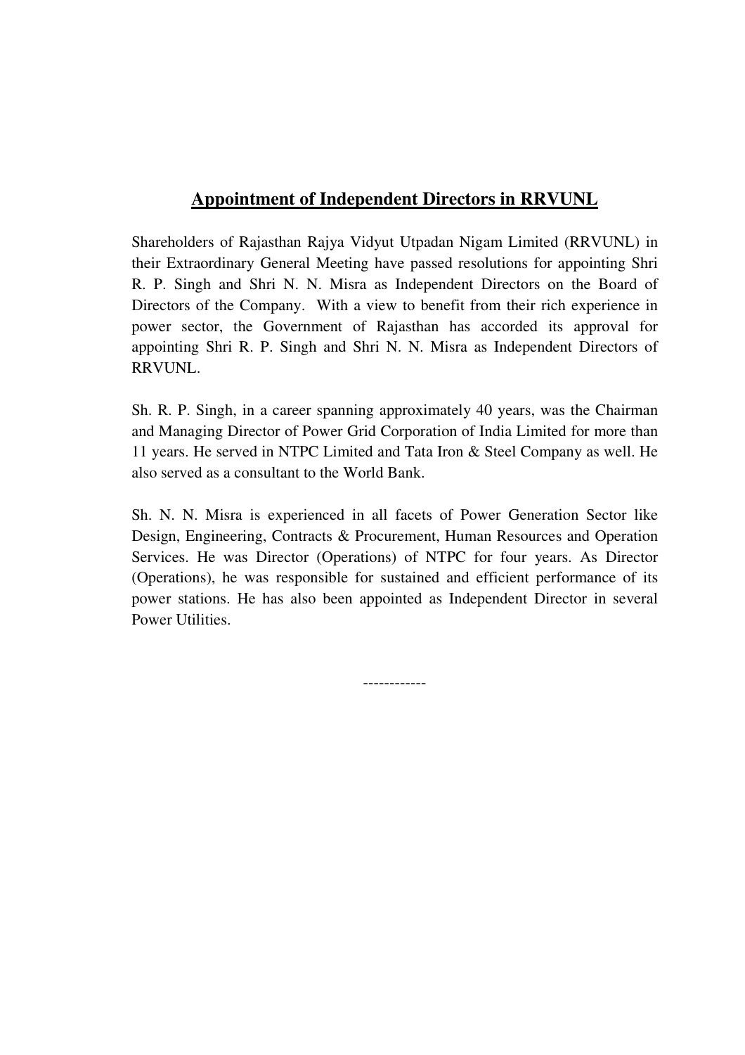## Appointment of Independent Directors in RRVUNL

Shareholders of Rajasthan Rajya Vidyut Utpadan Nigam Limited (RRVUNL) in their Extraordinary General Meeting have passed resolutions for appointing Shri R. P. Singh and Shri N. N. Misra as Independent Directors on the Board of Directors of the Company. With a view to benefit from their rich experience in power sector, the Government of Rajasthan has accorded its approval for appointing Shri R. P. Singh and Shri N. N. Misra as Independent Directors of RRVUNL.

Sh. R. P. Singh, in a career spanning approximately 40 years, was the Chairman and Managing Director of Power Grid Corporation of India Limited for more than 11 years. He served in NTPC Limited and Tata Iron & Steel Company as well. He also served as a consultant to the World Bank.

Sh. N. N. Misra is experienced in all facets of Power Generation Sector like Design, Engineering, Contracts & Procurement, Human Resources and Operation Services. He was Director (Operations) of NTPC for four years. As Director (Operations), he was responsible for sustained and efficient performance of its power stations. He has also been appointed as Independent Director in several Power Utilities.

------------